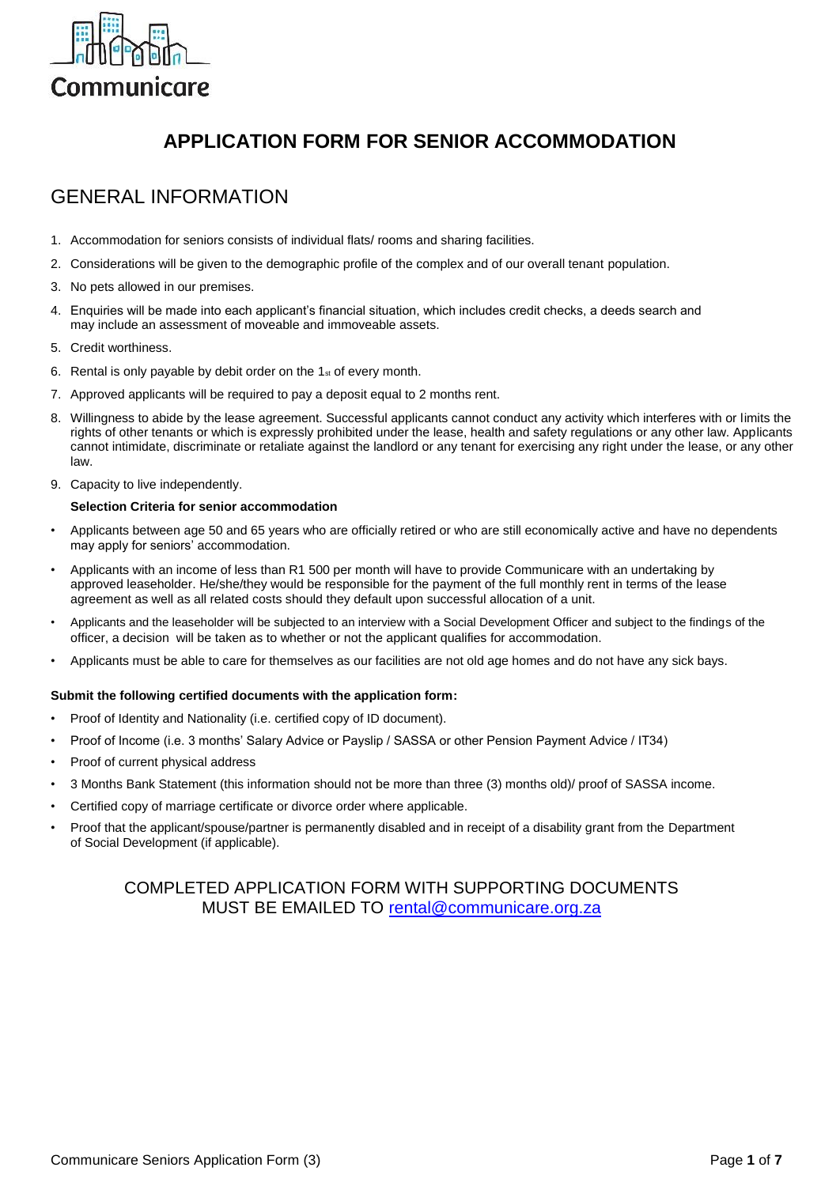Communicare

# APPLICATION FORM FOR SENIOR ACCOMMODATION

## GENERAL INFORMATION

1. Accommodation for seniors consists of individual flats/ rooms and sharing facilities.
2. Considerations will be given to the demographic profile of the complex and of our overall tenant population.
3. No pets allowed in our premises.
4. Enquiries will be made into each applicant's financial situation, which includes credit checks, a deeds search and may include an assessment of moveable and immoveable assets.
5. Credit worthiness.
6. Rental is only payable by debit order on the 1st of every month.
7. Approved applicants will be required to pay a deposit equal to 2 months rent.
8. Willingness to abide by the lease agreement. Successful applicants cannot conduct any activity which interferes with or limits the rights of other tenants or which is expressly prohibited under the lease, health and safety regulations or any other law. Applicants cannot intimidate, discriminate or retaliate against the landlord or any tenant for exercising any right under the lease, or any other law.
9. Capacity to live independently.

**Selection Criteria for senior accommodation**

- Applicants between age 50 and 65 years who are officially retired or who are still economically active and have no dependents may apply for seniors' accommodation.
- Applicants with an income of less than R1 500 per month will have to provide Communicare with an undertaking by approved leaseholder. He/she/they would be responsible for the payment of the full monthly rent in terms of the lease agreement as well as all related costs should they default upon successful allocation of a unit.
- Applicants and the leaseholder will be subjected to an interview with a Social Development Officer and subject to the findings of the officer, a decision will be taken as to whether or not the applicant qualifies for accommodation.
- Applicants must be able to care for themselves as our facilities are not old age homes and do not have any sick bays.

**Submit the following certified documents with the application form:**

- Proof of Identity and Nationality (i.e. certified copy of ID document).
- Proof of Income (i.e. 3 months' Salary Advice or Payslip / SASSA or other Pension Payment Advice / IT34)
- Proof of current physical address
- 3 Months Bank Statement (this information should not be more than three (3) months old)/ proof of SASSA income.
- Certified copy of marriage certificate or divorce order where applicable.
- Proof that the applicant/spouse/partner is permanently disabled and in receipt of a disability grant from the Department of Social Development (if applicable).

COMPLETED APPLICATION FORM WITH SUPPORTING DOCUMENTS MUST BE EMAILED TO rental@communicare.org.za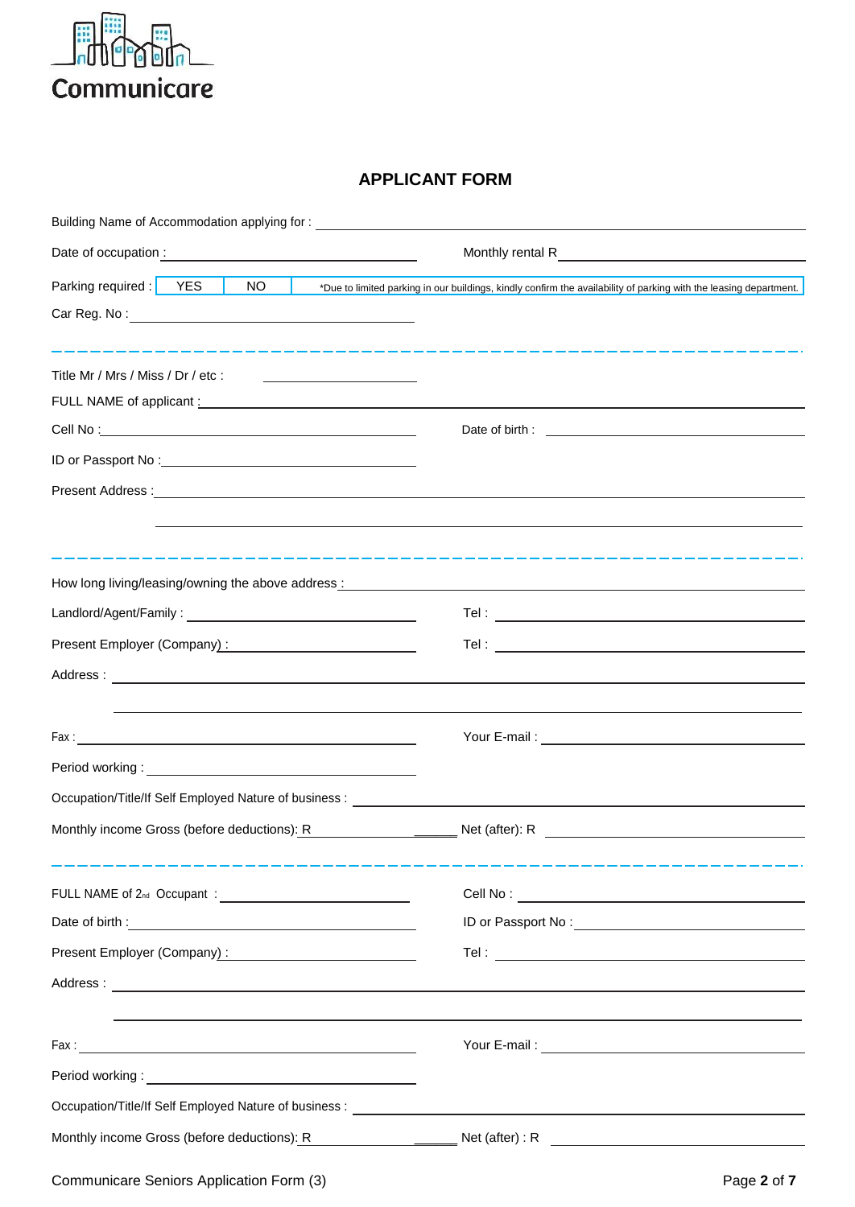Communicare

# APPLICANT FORM

Building Name of Accommodation applying for : ____________________________________________

Date of occupation : ______________________ Monthly rental R ______________________

Parking required : | YES | NO | *Due to limited parking in our buildings, kindly confirm the availability of parking with the leasing department.

Car Reg. No : ______________________

---

Title Mr / Mrs / Miss / Dr / etc : ______________

FULL NAME of applicant : ____________________________________________

Cell No : ______________________ Date of birth : ______________________

ID or Passport No : ______________________

Present Address : ____________________________________________

____________________________________________

---

How long living/leasing/owning the above address : ______________________

Landlord/Agent/Family : ______________________ Tel : ______________________

Present Employer (Company) : ______________________ Tel : ______________________

Address : ____________________________________________

____________________________________________

Fax : ______________________ Your E-mail : ______________________

Period working : ______________________

Occupation/Title/If Self Employed Nature of business : ______________________

Monthly income Gross (before deductions): R ______________ Net (after): R ______________

---

FULL NAME of 2nd Occupant : ______________________ Cell No : ______________________

Date of birth : ______________________ ID or Passport No : ______________________

Present Employer (Company) : ______________________ Tel : ______________________

Address : ____________________________________________

____________________________________________

Fax : ______________________ Your E-mail : ______________________

Period working : ______________________

Occupation/Title/If Self Employed Nature of business : ______________________

Monthly income Gross (before deductions): R ______________ Net (after) : R ______________

Communicare Seniors Application Form (3)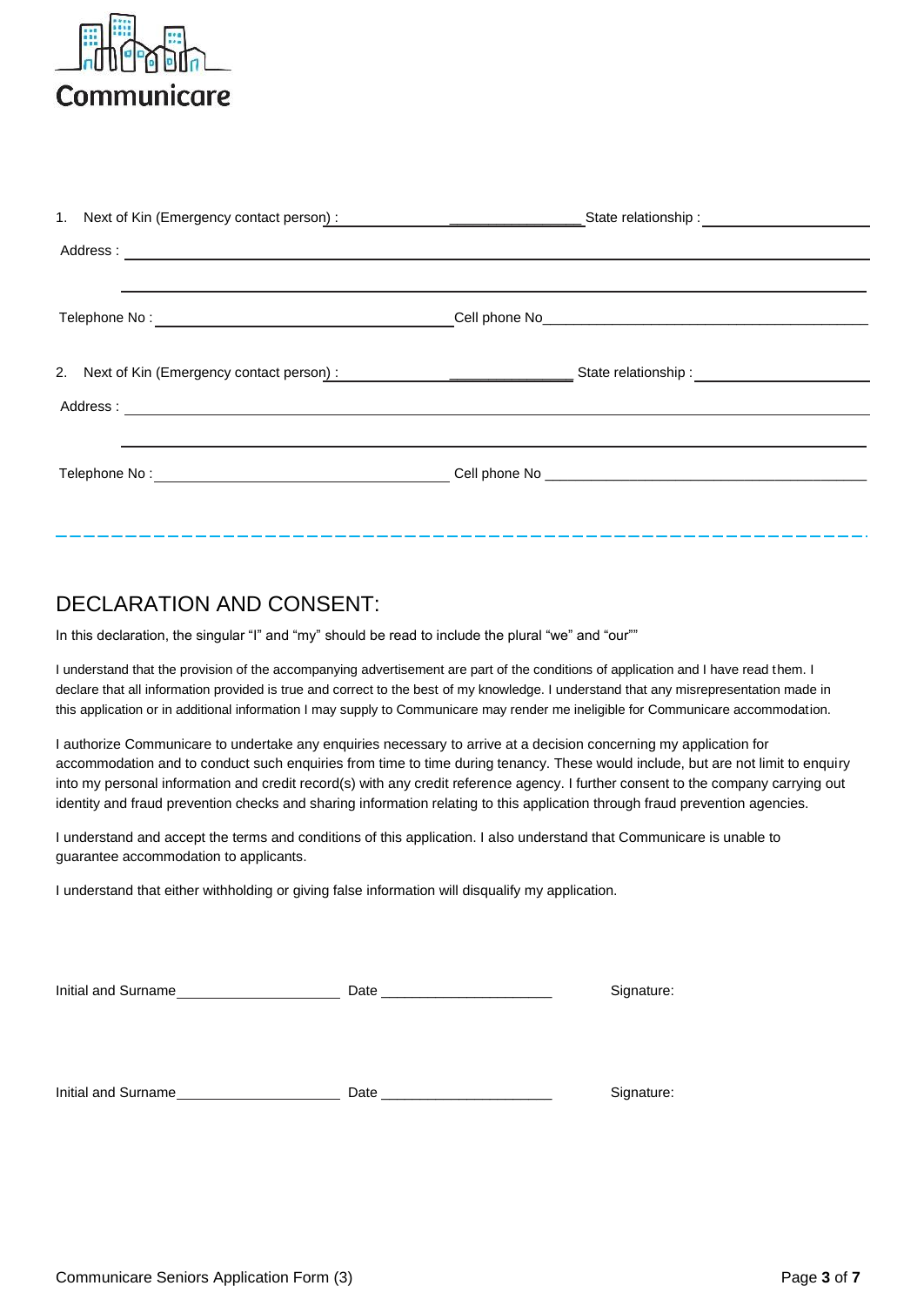Communicare

1. Next of Kin (Emergency contact person) : ______________________________ State relationship : ____________________

Address : ______________________________________________________________________________

______________________________________________________________________________

Telephone No : ______________________________ Cell phone No ______________________________

2. Next of Kin (Emergency contact person) : ______________________________ State relationship : ____________________

Address : ______________________________________________________________________________

______________________________________________________________________________

Telephone No : ______________________________ Cell phone No ______________________________

## DECLARATION AND CONSENT:

In this declaration, the singular "I" and "my" should be read to include the plural "we" and "our""

I understand that the provision of the accompanying advertisement are part of the conditions of application and I have read them. I declare that all information provided is true and correct to the best of my knowledge. I understand that any misrepresentation made in this application or in additional information I may supply to Communicare may render me ineligible for Communicare accommodation.

I authorize Communicare to undertake any enquiries necessary to arrive at a decision concerning my application for accommodation and to conduct such enquiries from time to time during tenancy. These would include, but are not limit to enquiry into my personal information and credit record(s) with any credit reference agency. I further consent to the company carrying out identity and fraud prevention checks and sharing information relating to this application through fraud prevention agencies.

I understand and accept the terms and conditions of this application. I also understand that Communicare is unable to guarantee accommodation to applicants.

I understand that either withholding or giving false information will disqualify my application.

Initial and Surname ____________________ Date ____________________ Signature:

Initial and Surname ____________________ Date ____________________ Signature: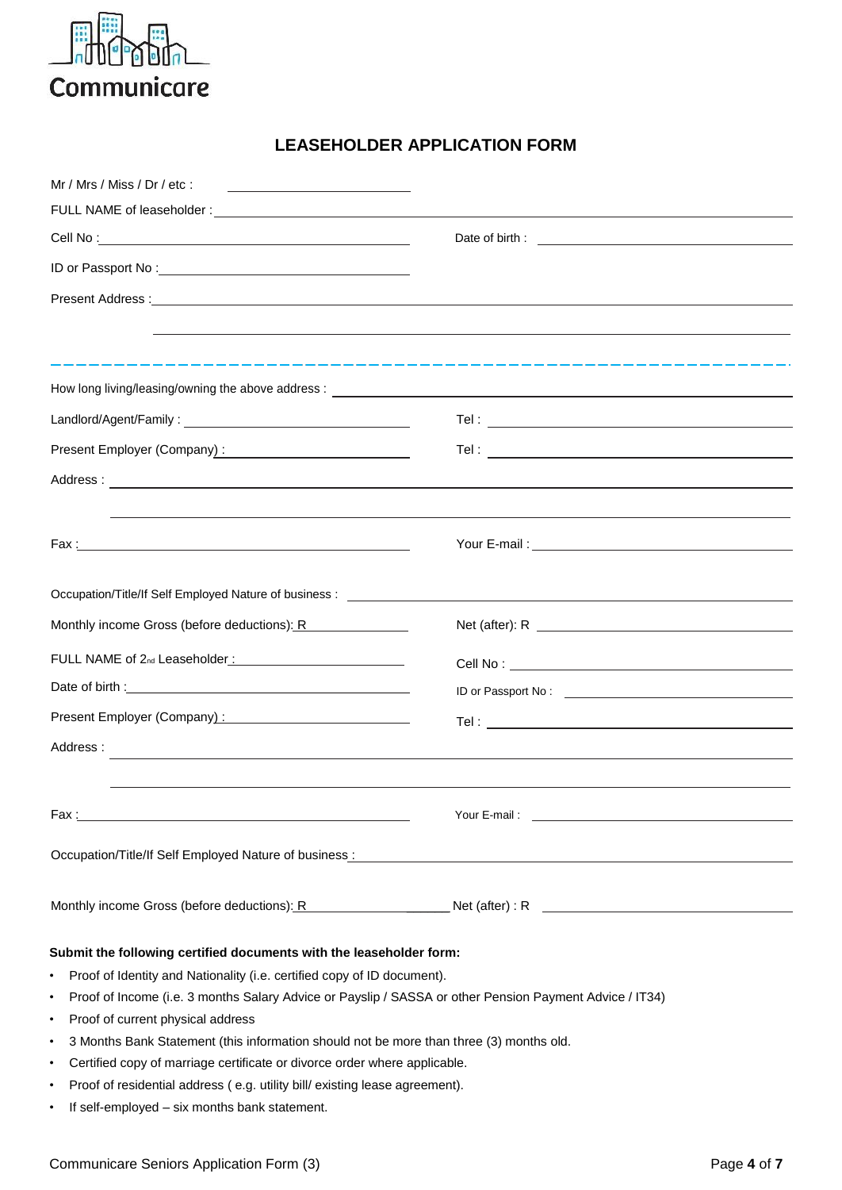Communicare

# LEASEHOLDER APPLICATION FORM

Mr / Mrs / Miss / Dr / etc : \_\_\_\_\_\_\_\_\_\_\_\_\_\_\_\_\_\_\_\_

FULL NAME of leaseholder : \_\_\_\_\_\_\_\_\_\_\_\_\_\_\_\_\_\_\_\_\_\_\_\_\_\_\_\_\_\_\_\_\_\_\_\_\_\_\_\_

Cell No : \_\_\_\_\_\_\_\_\_\_\_\_\_\_\_\_\_\_\_\_ Date of birth : \_\_\_\_\_\_\_\_\_\_\_\_\_\_\_\_\_\_\_\_

ID or Passport No : \_\_\_\_\_\_\_\_\_\_\_\_\_\_\_\_\_\_\_\_

Present Address : \_\_\_\_\_\_\_\_\_\_\_\_\_\_\_\_\_\_\_\_\_\_\_\_\_\_\_\_\_\_\_\_\_\_\_\_\_\_\_\_

\_\_\_\_\_\_\_\_\_\_\_\_\_\_\_\_\_\_\_\_\_\_\_\_\_\_\_\_\_\_\_\_\_\_\_\_\_\_\_\_

How long living/leasing/owning the above address : \_\_\_\_\_\_\_\_\_\_\_\_\_\_\_\_\_\_\_\_

Landlord/Agent/Family : \_\_\_\_\_\_\_\_\_\_\_\_\_\_\_\_\_\_\_\_ Tel : \_\_\_\_\_\_\_\_\_\_\_\_\_\_\_\_\_\_\_\_

Present Employer (Company) : \_\_\_\_\_\_\_\_\_\_\_\_\_\_\_\_\_\_\_\_ Tel : \_\_\_\_\_\_\_\_\_\_\_\_\_\_\_\_\_\_\_\_

Address : \_\_\_\_\_\_\_\_\_\_\_\_\_\_\_\_\_\_\_\_\_\_\_\_\_\_\_\_\_\_\_\_\_\_\_\_\_\_\_\_

\_\_\_\_\_\_\_\_\_\_\_\_\_\_\_\_\_\_\_\_\_\_\_\_\_\_\_\_\_\_\_\_\_\_\_\_\_\_\_\_

Fax : \_\_\_\_\_\_\_\_\_\_\_\_\_\_\_\_\_\_\_\_ Your E-mail : \_\_\_\_\_\_\_\_\_\_\_\_\_\_\_\_\_\_\_\_

Occupation/Title/If Self Employed Nature of business : \_\_\_\_\_\_\_\_\_\_\_\_\_\_\_\_\_\_\_\_

Monthly income Gross (before deductions): R \_\_\_\_\_\_\_\_\_\_\_\_\_\_\_\_\_\_\_\_ Net (after): R \_\_\_\_\_\_\_\_\_\_\_\_\_\_\_\_\_\_\_\_

FULL NAME of 2nd Leaseholder : \_\_\_\_\_\_\_\_\_\_\_\_\_\_\_\_\_\_\_\_ Cell No : \_\_\_\_\_\_\_\_\_\_\_\_\_\_\_\_\_\_\_\_

Date of birth : \_\_\_\_\_\_\_\_\_\_\_\_\_\_\_\_\_\_\_\_ ID or Passport No : \_\_\_\_\_\_\_\_\_\_\_\_\_\_\_\_\_\_\_\_

Present Employer (Company) : \_\_\_\_\_\_\_\_\_\_\_\_\_\_\_\_\_\_\_\_ Tel : \_\_\_\_\_\_\_\_\_\_\_\_\_\_\_\_\_\_\_\_

Address : \_\_\_\_\_\_\_\_\_\_\_\_\_\_\_\_\_\_\_\_\_\_\_\_\_\_\_\_\_\_\_\_\_\_\_\_\_\_\_\_

\_\_\_\_\_\_\_\_\_\_\_\_\_\_\_\_\_\_\_\_\_\_\_\_\_\_\_\_\_\_\_\_\_\_\_\_\_\_\_\_

Fax : \_\_\_\_\_\_\_\_\_\_\_\_\_\_\_\_\_\_\_\_ Your E-mail : \_\_\_\_\_\_\_\_\_\_\_\_\_\_\_\_\_\_\_\_

Occupation/Title/If Self Employed Nature of business : \_\_\_\_\_\_\_\_\_\_\_\_\_\_\_\_\_\_\_\_

Monthly income Gross (before deductions): R \_\_\_\_\_\_\_\_\_\_\_\_\_\_\_\_\_\_\_\_ Net (after) : R \_\_\_\_\_\_\_\_\_\_\_\_\_\_\_\_\_\_\_\_

**Submit the following certified documents with the leaseholder form:**

- Proof of Identity and Nationality (i.e. certified copy of ID document).
- Proof of Income (i.e. 3 months Salary Advice or Payslip / SASSA or other Pension Payment Advice / IT34)
- Proof of current physical address
- 3 Months Bank Statement (this information should not be more than three (3) months old.
- Certified copy of marriage certificate or divorce order where applicable.
- Proof of residential address ( e.g. utility bill/ existing lease agreement).
- If self-employed – six months bank statement.

Communicare Seniors Application Form (3)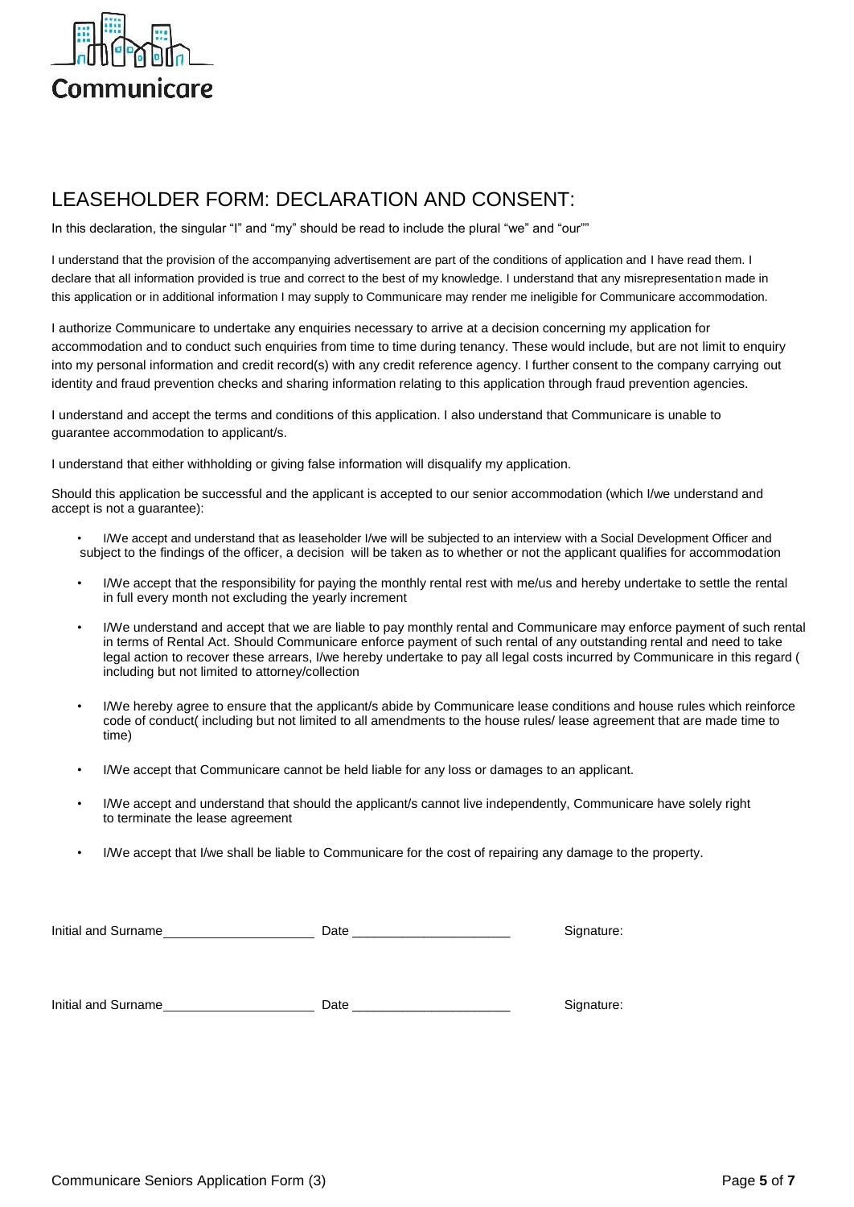Communicare

# LEASEHOLDER FORM: DECLARATION AND CONSENT:

In this declaration, the singular "I" and "my" should be read to include the plural "we" and "our""

I understand that the provision of the accompanying advertisement are part of the conditions of application and I have read them. I declare that all information provided is true and correct to the best of my knowledge. I understand that any misrepresentation made in this application or in additional information I may supply to Communicare may render me ineligible for Communicare accommodation.

I authorize Communicare to undertake any enquiries necessary to arrive at a decision concerning my application for accommodation and to conduct such enquiries from time to time during tenancy. These would include, but are not limit to enquiry into my personal information and credit record(s) with any credit reference agency. I further consent to the company carrying out identity and fraud prevention checks and sharing information relating to this application through fraud prevention agencies.

I understand and accept the terms and conditions of this application. I also understand that Communicare is unable to guarantee accommodation to applicant/s.

I understand that either withholding or giving false information will disqualify my application.

Should this application be successful and the applicant is accepted to our senior accommodation (which I/we understand and accept is not a guarantee):

- I/We accept and understand that as leaseholder I/we will be subjected to an interview with a Social Development Officer and subject to the findings of the officer, a decision will be taken as to whether or not the applicant qualifies for accommodation
- I/We accept that the responsibility for paying the monthly rental rest with me/us and hereby undertake to settle the rental in full every month not excluding the yearly increment
- I/We understand and accept that we are liable to pay monthly rental and Communicare may enforce payment of such rental in terms of Rental Act. Should Communicare enforce payment of such rental of any outstanding rental and need to take legal action to recover these arrears, I/we hereby undertake to pay all legal costs incurred by Communicare in this regard ( including but not limited to attorney/collection
- I/We hereby agree to ensure that the applicant/s abide by Communicare lease conditions and house rules which reinforce code of conduct( including but not limited to all amendments to the house rules/ lease agreement that are made time to time)
- I/We accept that Communicare cannot be held liable for any loss or damages to an applicant.
- I/We accept and understand that should the applicant/s cannot live independently, Communicare have solely right to terminate the lease agreement
- I/We accept that I/we shall be liable to Communicare for the cost of repairing any damage to the property.

Initial and Surname\_\_\_\_\_\_\_\_\_\_\_\_\_\_\_\_\_\_\_\_ Date \_\_\_\_\_\_\_\_\_\_\_\_\_\_\_\_\_\_\_\_\_ Signature:

Initial and Surname\_\_\_\_\_\_\_\_\_\_\_\_\_\_\_\_\_\_\_\_ Date \_\_\_\_\_\_\_\_\_\_\_\_\_\_\_\_\_\_\_\_\_ Signature: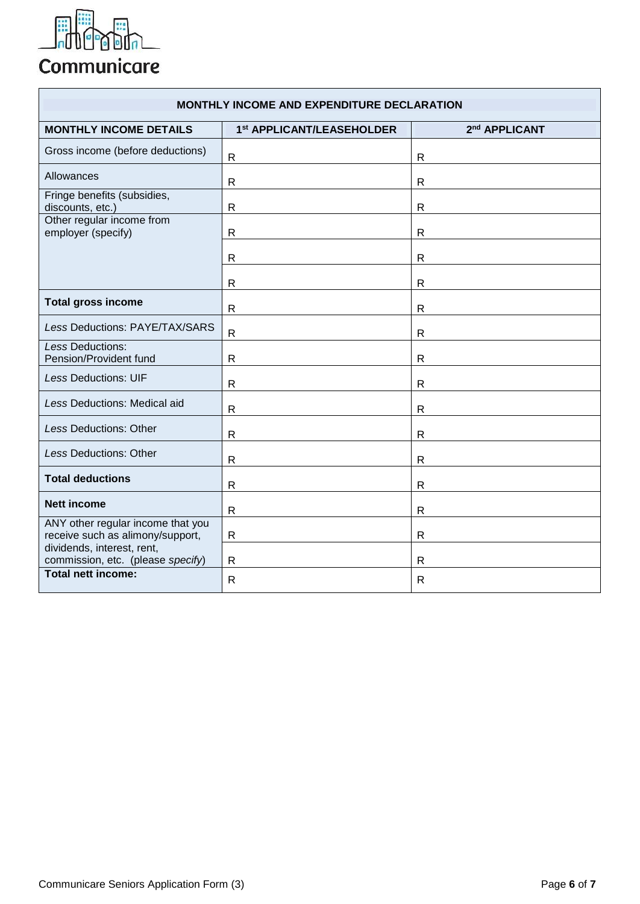Communicare

| MONTHLY INCOME AND EXPENDITURE DECLARATION | | |
|---|---|---|
| **MONTHLY INCOME DETAILS** | **1st APPLICANT/LEASEHOLDER** | **2nd APPLICANT** |
| Gross income (before deductions) | R | R |
| Allowances | R | R |
| Fringe benefits (subsidies, discounts, etc.) | R | R |
| Other regular income from employer (specify) | R | R |
| | R | R |
| | R | R |
| **Total gross income** | R | R |
| *Less* Deductions: PAYE/TAX/SARS | R | R |
| *Less* Deductions: Pension/Provident fund | R | R |
| *Less* Deductions: UIF | R | R |
| *Less* Deductions: Medical aid | R | R |
| *Less* Deductions: Other | R | R |
| *Less* Deductions: Other | R | R |
| **Total deductions** | R | R |
| **Nett income** | R | R |
| ANY other regular income that you receive such as alimony/support, dividends, interest, rent, commission, etc. (please *specify*) | R | R |
| | R | R |
| **Total nett income:** | R | R |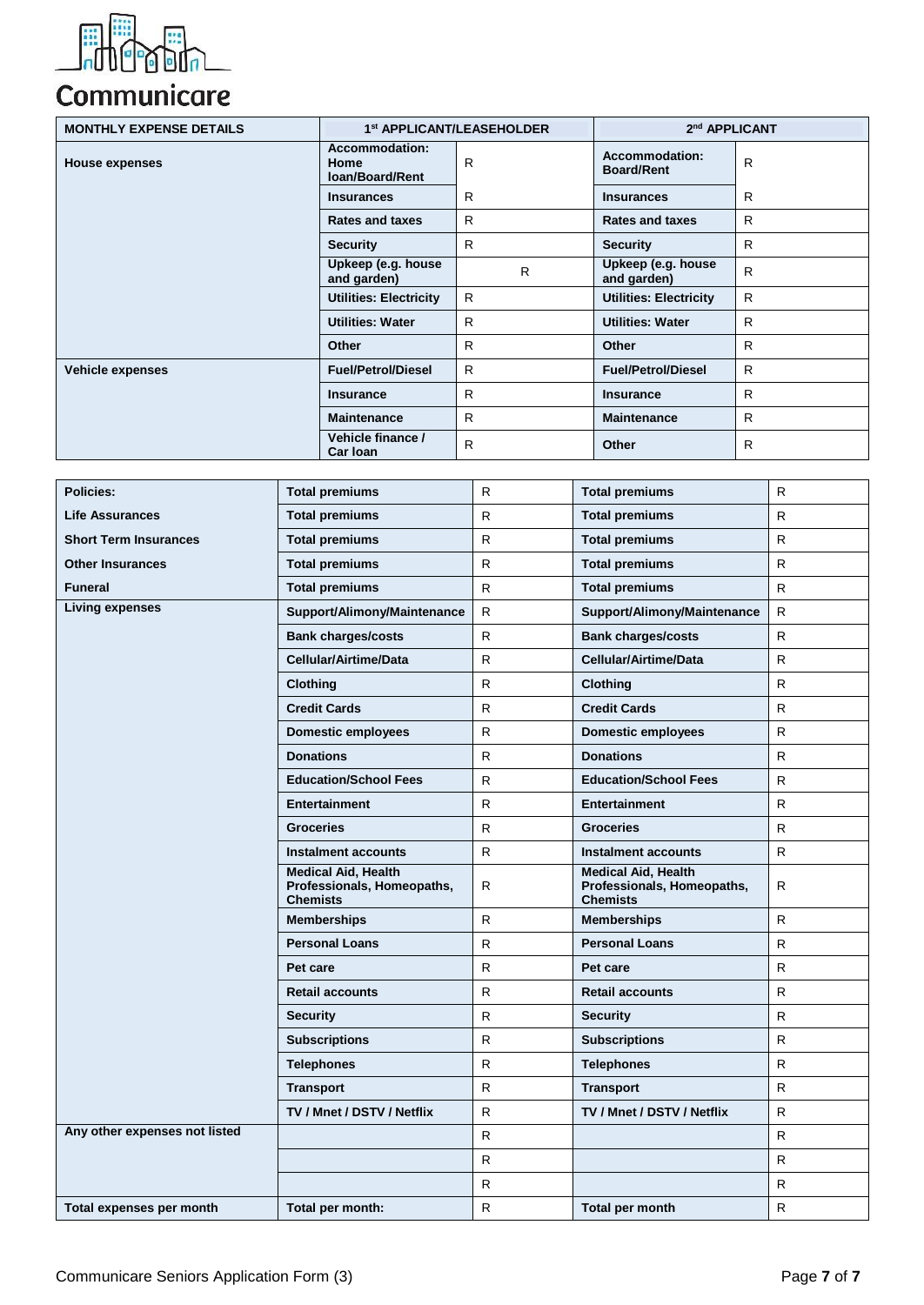Communicare

| MONTHLY EXPENSE DETAILS | 1st APPLICANT/LEASEHOLDER | | 2nd APPLICANT | |
|---|---|---|---|---|
| **House expenses** | **Accommodation: Home loan/Board/Rent** | R | **Accommodation: Board/Rent** | R |
| | **Insurances** | R | **Insurances** | R |
| | **Rates and taxes** | R | **Rates and taxes** | R |
| | **Security** | R | **Security** | R |
| | **Upkeep (e.g. house and garden)** | R | **Upkeep (e.g. house and garden)** | R |
| | **Utilities: Electricity** | R | **Utilities: Electricity** | R |
| | **Utilities: Water** | R | **Utilities: Water** | R |
| | **Other** | R | **Other** | R |
| **Vehicle expenses** | **Fuel/Petrol/Diesel** | R | **Fuel/Petrol/Diesel** | R |
| | **Insurance** | R | **Insurance** | R |
| | **Maintenance** | R | **Maintenance** | R |
| | **Vehicle finance / Car loan** | R | **Other** | R |

| | | | | |
|---|---|---|---|---|
| **Policies:** | **Total premiums** | R | **Total premiums** | R |
| **Life Assurances** | **Total premiums** | R | **Total premiums** | R |
| **Short Term Insurances** | **Total premiums** | R | **Total premiums** | R |
| **Other Insurances** | **Total premiums** | R | **Total premiums** | R |
| **Funeral** | **Total premiums** | R | **Total premiums** | R |
| **Living expenses** | **Support/Alimony/Maintenance** | R | **Support/Alimony/Maintenance** | R |
| | **Bank charges/costs** | R | **Bank charges/costs** | R |
| | **Cellular/Airtime/Data** | R | **Cellular/Airtime/Data** | R |
| | **Clothing** | R | **Clothing** | R |
| | **Credit Cards** | R | **Credit Cards** | R |
| | **Domestic employees** | R | **Domestic employees** | R |
| | **Donations** | R | **Donations** | R |
| | **Education/School Fees** | R | **Education/School Fees** | R |
| | **Entertainment** | R | **Entertainment** | R |
| | **Groceries** | R | **Groceries** | R |
| | **Instalment accounts** | R | **Instalment accounts** | R |
| | **Medical Aid, Health Professionals, Homeopaths, Chemists** | R | **Medical Aid, Health Professionals, Homeopaths, Chemists** | R |
| | **Memberships** | R | **Memberships** | R |
| | **Personal Loans** | R | **Personal Loans** | R |
| | **Pet care** | R | **Pet care** | R |
| | **Retail accounts** | R | **Retail accounts** | R |
| | **Security** | R | **Security** | R |
| | **Subscriptions** | R | **Subscriptions** | R |
| | **Telephones** | R | **Telephones** | R |
| | **Transport** | R | **Transport** | R |
| | **TV / Mnet / DSTV / Netflix** | R | **TV / Mnet / DSTV / Netflix** | R |
| **Any other expenses not listed** | | R | | R |
| | | R | | R |
| | | R | | R |
| **Total expenses per month** | **Total per month:** | R | **Total per month** | R |